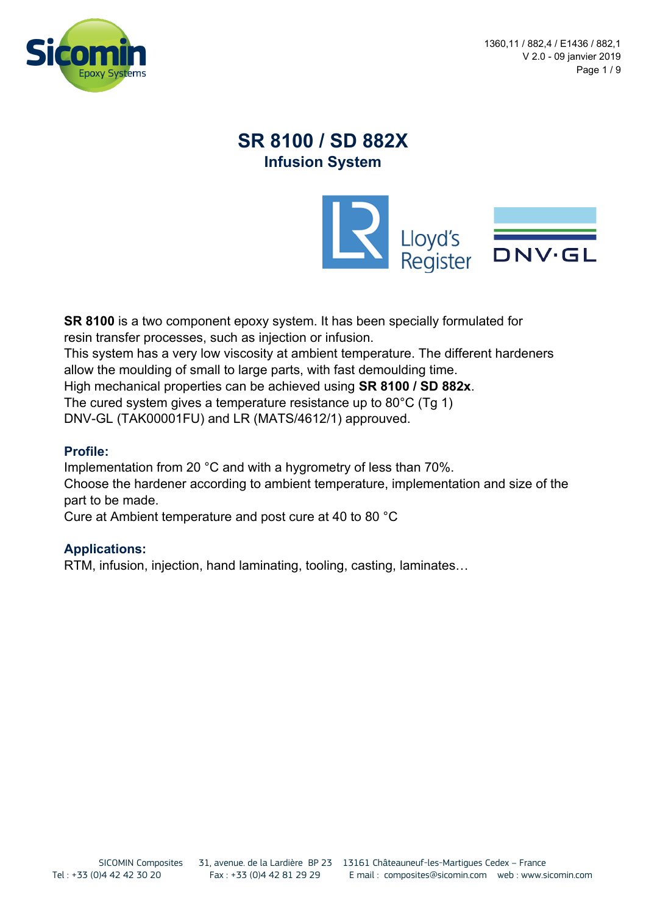# SR 8100 / SD 882X

## Infusion System

**SR 8100** is a two component epoxy system. It has been specially formulated for resin transfer processes, such as injection or infusion.
This system has a very low viscosity at ambient temperature. The different hardeners allow the moulding of small to large parts, with fast demoulding time.
High mechanical properties can be achieved using **SR 8100 / SD 882x**.
The cured system gives a temperature resistance up to 80°C (Tg 1)
DNV-GL (TAK00001FU) and LR (MATS/4612/1) approuved.

### Profile:

Implementation from 20 °C and with a hygrometry of less than 70%.
Choose the hardener according to ambient temperature, implementation and size of the part to be made.
Cure at Ambient temperature and post cure at 40 to 80 °C

### Applications:

RTM, infusion, injection, hand laminating, tooling, casting, laminates…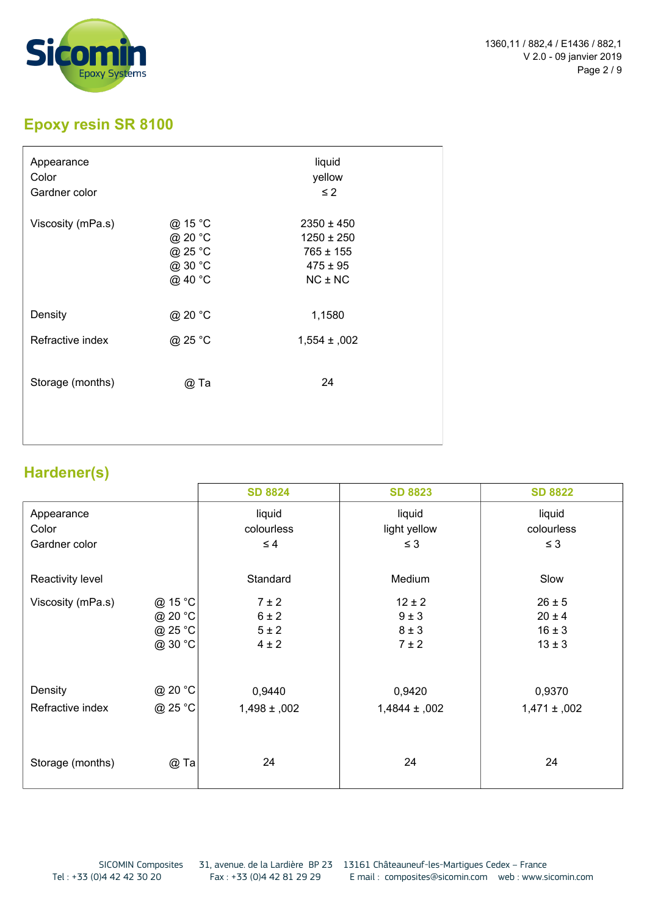## Epoxy resin SR 8100

| | | |
|---|---|---|
| Appearance | | liquid |
| Color | | yellow |
| Gardner color | | ≤ 2 |
| Viscosity (mPa.s) | @ 15 °C | 2350 ± 450 |
| | @ 20 °C | 1250 ± 250 |
| | @ 25 °C | 765 ± 155 |
| | @ 30 °C | 475 ± 95 |
| | @ 40 °C | NC ± NC |
| Density | @ 20 °C | 1,1580 |
| Refractive index | @ 25 °C | 1,554 ± ,002 |
| Storage (months) | @ Ta | 24 |

## Hardener(s)

| | | SD 8824 | SD 8823 | SD 8822 |
|---|---|---|---|---|
| Appearance | | liquid | liquid | liquid |
| Color | | colourless | light yellow | colourless |
| Gardner color | | ≤ 4 | ≤ 3 | ≤ 3 |
| Reactivity level | | Standard | Medium | Slow |
| Viscosity (mPa.s) | @ 15 °C | 7 ± 2 | 12 ± 2 | 26 ± 5 |
| | @ 20 °C | 6 ± 2 | 9 ± 3 | 20 ± 4 |
| | @ 25 °C | 5 ± 2 | 8 ± 3 | 16 ± 3 |
| | @ 30 °C | 4 ± 2 | 7 ± 2 | 13 ± 3 |
| Density | @ 20 °C | 0,9440 | 0,9420 | 0,9370 |
| Refractive index | @ 25 °C | 1,498 ± ,002 | 1,4844 ± ,002 | 1,471 ± ,002 |
| Storage (months) | @ Ta | 24 | 24 | 24 |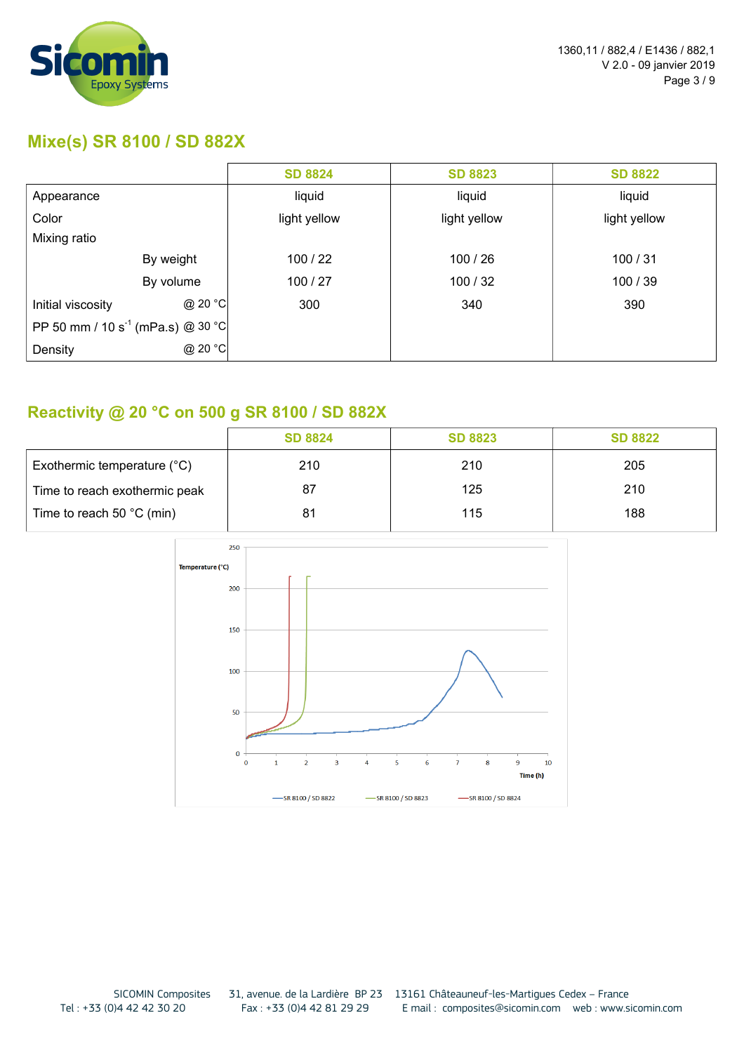## Mixe(s) SR 8100 / SD 882X

| | SD 8824 | SD 8823 | SD 8822 |
|---|---|---|---|
| Appearance | liquid | liquid | liquid |
| Color | light yellow | light yellow | light yellow |
| Mixing ratio | | | |
| By weight | 100 / 22 | 100 / 26 | 100 / 31 |
| By volume | 100 / 27 | 100 / 32 | 100 / 39 |
| Initial viscosity @ 20 °C | 300 | 340 | 390 |
| PP 50 mm / 10 $s^{-1}$ (mPa.s) @ 30 °C | | | |
| Density @ 20 °C | | | |

## Reactivity @ 20 °C on 500 g SR 8100 / SD 882X

| | SD 8824 | SD 8823 | SD 8822 |
|---|---|---|---|
| Exothermic temperature (°C) | 210 | 210 | 205 |
| Time to reach exothermic peak | 87 | 125 | 210 |
| Time to reach 50 °C (min) | 81 | 115 | 188 |

Temperature (°C)

Time (h)

SR 8100 / SD 8822 — SR 8100 / SD 8823 — SR 8100 / SD 8824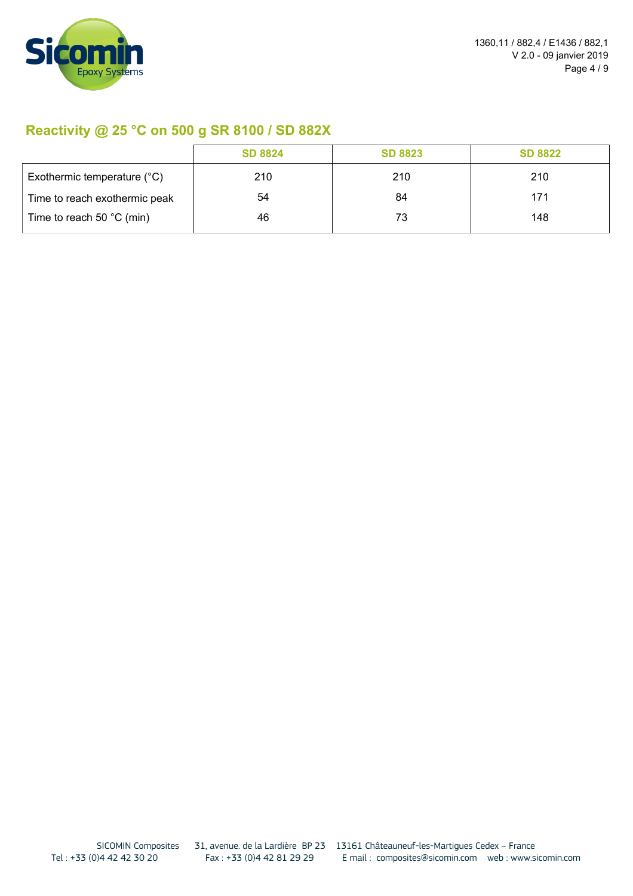## Reactivity @ 25 °C on 500 g SR 8100 / SD 882X

| | SD 8824 | SD 8823 | SD 8822 |
|---|---|---|---|
| Exothermic temperature (°C) | 210 | 210 | 210 |
| Time to reach exothermic peak | 54 | 84 | 171 |
| Time to reach 50 °C (min) | 46 | 73 | 148 |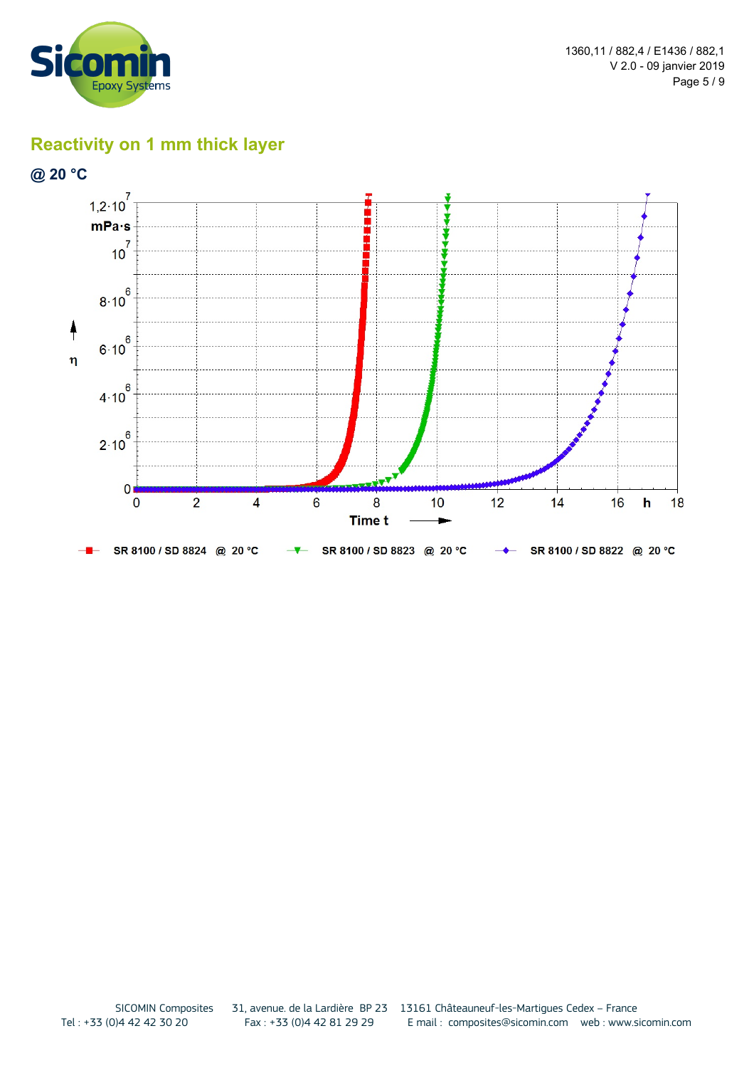## Reactivity on 1 mm thick layer

### @ 20 °C

$1{,}2 \cdot 10^7$ mPa·s

$10^7$

$8 \cdot 10^6$

$6 \cdot 10^6$

η

$4 \cdot 10^6$

$2 \cdot 10^6$

0

0 2 4 6 8 10 12 14 16 h 18

Time t

SR 8100 / SD 8824 @ 20 °C — SR 8100 / SD 8823 @ 20 °C — SR 8100 / SD 8822 @ 20 °C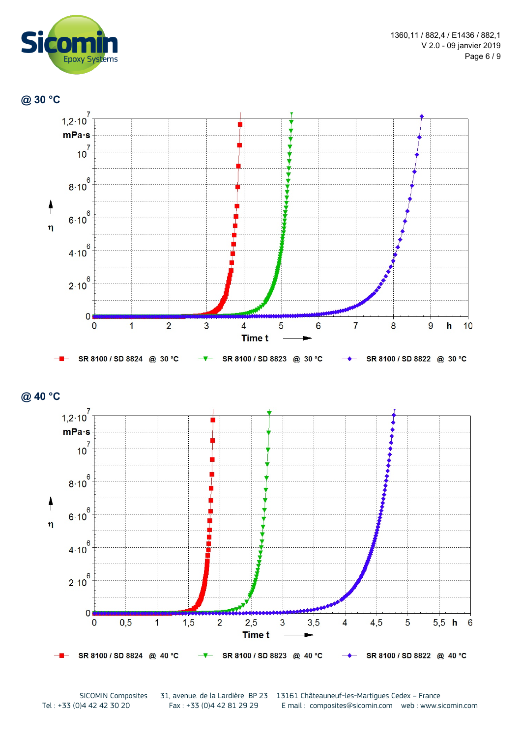## @ 30 °C

η (mPa·s) vs Time t (h)

SR 8100 / SD 8824 @ 30 °C — SR 8100 / SD 8823 @ 30 °C — SR 8100 / SD 8822 @ 30 °C

## @ 40 °C

η (mPa·s) vs Time t (h)

SR 8100 / SD 8824 @ 40 °C — SR 8100 / SD 8823 @ 40 °C — SR 8100 / SD 8822 @ 40 °C

SICOMIN Composites 31, avenue. de la Lardière BP 23 13161 Châteauneuf-les-Martigues Cedex – France
Tel : +33 (0)4 42 42 30 20 Fax : +33 (0)4 42 81 29 29 E mail : composites@sicomin.com web : www.sicomin.com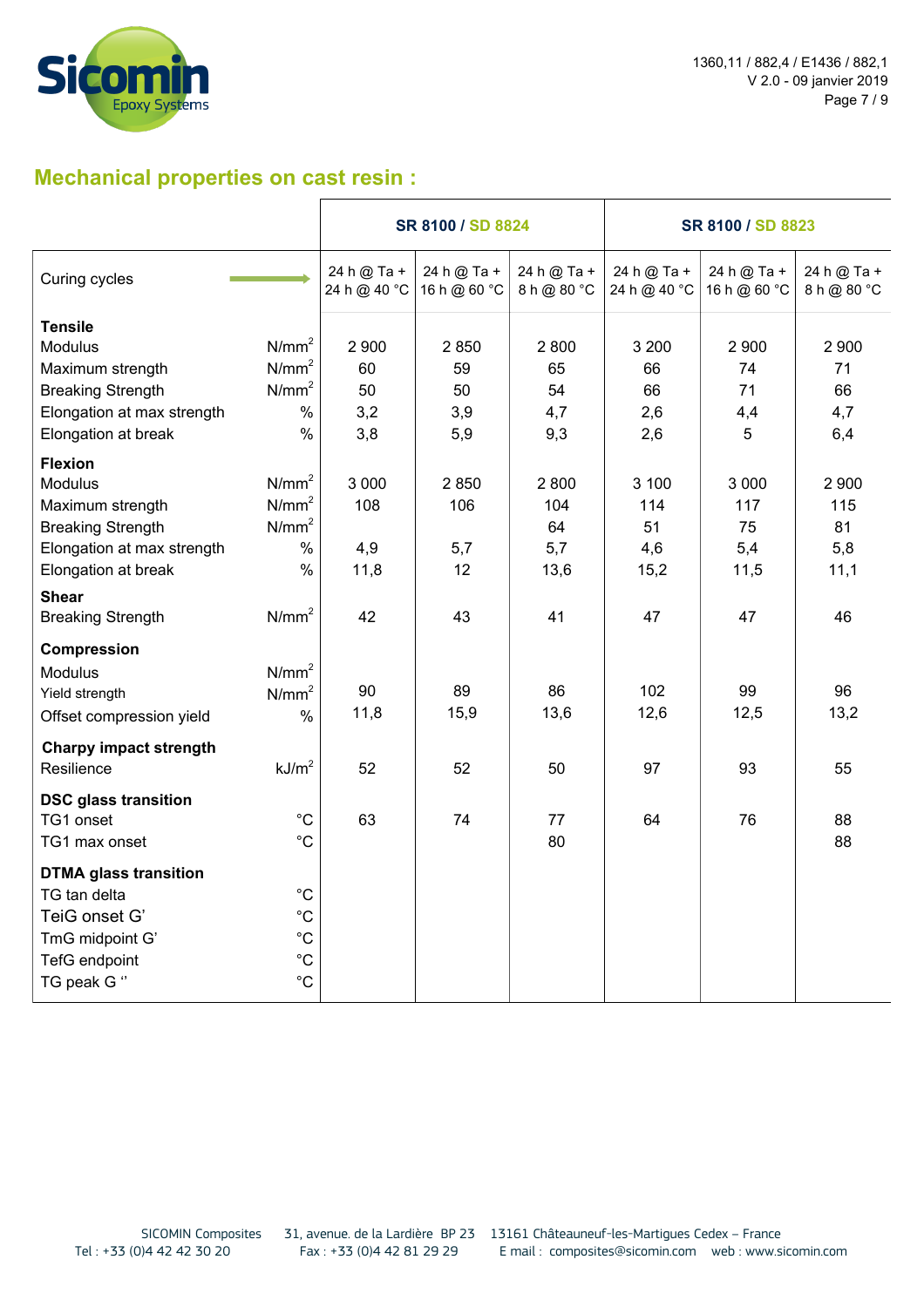## Mechanical properties on cast resin :

| | | SR 8100 / SD 8824 | | | SR 8100 / SD 8823 | | |
|---|---|---|---|---|---|---|---|
| Curing cycles | | 24 h @ Ta + 24 h @ 40 °C | 24 h @ Ta + 16 h @ 60 °C | 24 h @ Ta + 8 h @ 80 °C | 24 h @ Ta + 24 h @ 40 °C | 24 h @ Ta + 16 h @ 60 °C | 24 h @ Ta + 8 h @ 80 °C |
| **Tensile** | | | | | | | |
| Modulus | $N/mm^2$ | 2 900 | 2 850 | 2 800 | 3 200 | 2 900 | 2 900 |
| Maximum strength | $N/mm^2$ | 60 | 59 | 65 | 66 | 74 | 71 |
| Breaking Strength | $N/mm^2$ | 50 | 50 | 54 | 66 | 71 | 66 |
| Elongation at max strength | % | 3,2 | 3,9 | 4,7 | 2,6 | 4,4 | 4,7 |
| Elongation at break | % | 3,8 | 5,9 | 9,3 | 2,6 | 5 | 6,4 |
| **Flexion** | | | | | | | |
| Modulus | $N/mm^2$ | 3 000 | 2 850 | 2 800 | 3 100 | 3 000 | 2 900 |
| Maximum strength | $N/mm^2$ | 108 | 106 | 104 | 114 | 117 | 115 |
| Breaking Strength | $N/mm^2$ | | | 64 | 51 | 75 | 81 |
| Elongation at max strength | % | 4,9 | 5,7 | 5,7 | 4,6 | 5,4 | 5,8 |
| Elongation at break | % | 11,8 | 12 | 13,6 | 15,2 | 11,5 | 11,1 |
| **Shear** | | | | | | | |
| Breaking Strength | $N/mm^2$ | 42 | 43 | 41 | 47 | 47 | 46 |
| **Compression** | | | | | | | |
| Modulus | $N/mm^2$ | | | | | | |
| Yield strength | $N/mm^2$ | 90 | 89 | 86 | 102 | 99 | 96 |
| Offset compression yield | % | 11,8 | 15,9 | 13,6 | 12,6 | 12,5 | 13,2 |
| **Charpy impact strength** | | | | | | | |
| Resilience | $kJ/m^2$ | 52 | 52 | 50 | 97 | 93 | 55 |
| **DSC glass transition** | | | | | | | |
| TG1 onset | °C | 63 | 74 | 77 | 64 | 76 | 88 |
| TG1 max onset | °C | | | 80 | | | 88 |
| **DTMA glass transition** | | | | | | | |
| TG tan delta | °C | | | | | | |
| TeiG onset G' | °C | | | | | | |
| TmG midpoint G' | °C | | | | | | |
| TefG endpoint | °C | | | | | | |
| TG peak G '' | °C | | | | | | |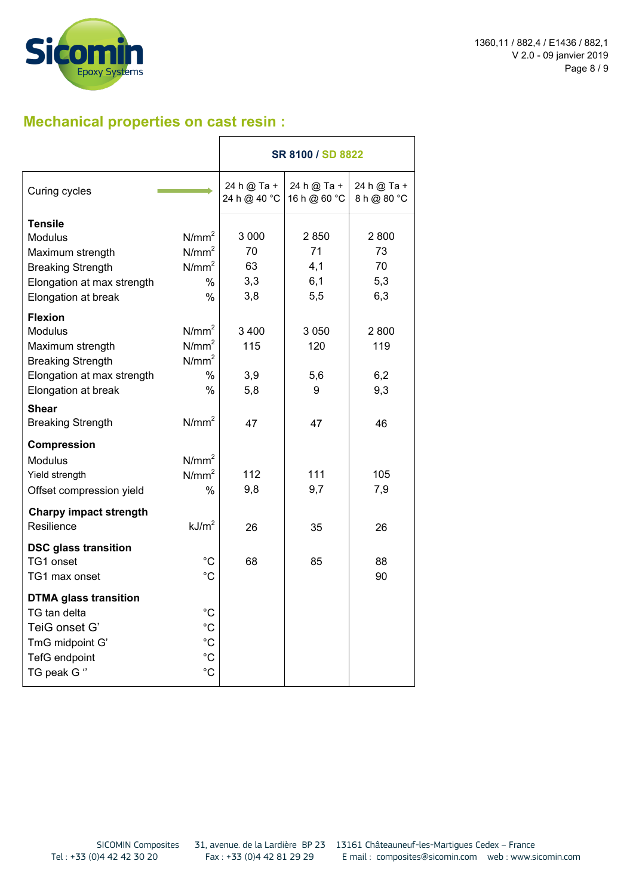## Mechanical properties on cast resin :

| | | SR 8100 / SD 8822 | | |
|---|---|---|---|---|
| Curing cycles | | 24 h @ Ta + 24 h @ 40 °C | 24 h @ Ta + 16 h @ 60 °C | 24 h @ Ta + 8 h @ 80 °C |
| **Tensile** | | | | |
| Modulus | $N/mm^2$ | 3 000 | 2 850 | 2 800 |
| Maximum strength | $N/mm^2$ | 70 | 71 | 73 |
| Breaking Strength | $N/mm^2$ | 63 | 4,1 | 70 |
| Elongation at max strength | % | 3,3 | 6,1 | 5,3 |
| Elongation at break | % | 3,8 | 5,5 | 6,3 |
| **Flexion** | | | | |
| Modulus | $N/mm^2$ | 3 400 | 3 050 | 2 800 |
| Maximum strength | $N/mm^2$ | 115 | 120 | 119 |
| Breaking Strength | $N/mm^2$ | | | |
| Elongation at max strength | % | 3,9 | 5,6 | 6,2 |
| Elongation at break | % | 5,8 | 9 | 9,3 |
| **Shear** | | | | |
| Breaking Strength | $N/mm^2$ | 47 | 47 | 46 |
| **Compression** | | | | |
| Modulus | $N/mm^2$ | | | |
| Yield strength | $N/mm^2$ | 112 | 111 | 105 |
| Offset compression yield | % | 9,8 | 9,7 | 7,9 |
| **Charpy impact strength** | | | | |
| Resilience | $kJ/m^2$ | 26 | 35 | 26 |
| **DSC glass transition** | | | | |
| TG1 onset | °C | 68 | 85 | 88 |
| TG1 max onset | °C | | | 90 |
| **DTMA glass transition** | | | | |
| TG tan delta | °C | | | |
| TeiG onset G' | °C | | | |
| TmG midpoint G' | °C | | | |
| TefG endpoint | °C | | | |
| TG peak G '' | °C | | | |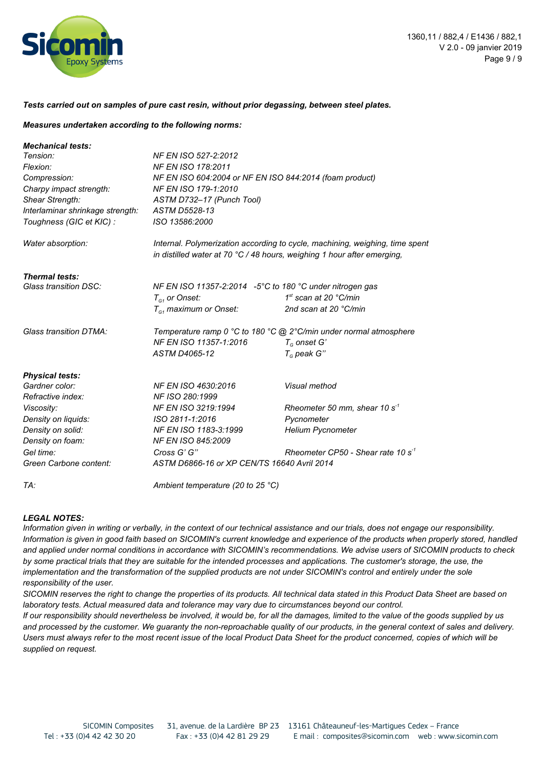***Tests carried out on samples of pure cast resin, without prior degassing, between steel plates.***

***Measures undertaken according to the following norms:***

| | | |
|---|---|---|
| ***Mechanical tests:*** | | |
| *Tension:* | *NF EN ISO 527-2:2012* | |
| *Flexion:* | *NF EN ISO 178:2011* | |
| *Compression:* | *NF EN ISO 604:2004 or NF EN ISO 844:2014 (foam product)* | |
| *Charpy impact strength:* | *NF EN ISO 179-1:2010* | |
| *Shear Strength:* | *ASTM D732–17 (Punch Tool)* | |
| *Interlaminar shrinkage strength:* | *ASTM D5528-13* | |
| *Toughness (GIC et KIC) :* | *ISO 13586:2000* | |
| *Water absorption:* | *Internal. Polymerization according to cycle, machining, weighing, time spent in distilled water at 70 °C / 48 hours, weighing 1 hour after emerging,* | |
| ***Thermal tests:*** | | |
| *Glass transition DSC:* | *NF EN ISO 11357-2:2014 -5°C to 180 °C under nitrogen gas* | |
| | *$T_{G1}$ or Onset:* | *1st scan at 20 °C/min* |
| | *$T_{G1}$ maximum or Onset:* | *2nd scan at 20 °C/min* |
| *Glass transition DTMA:* | *Temperature ramp 0 °C to 180 °C @ 2°C/min under normal atmosphere* | |
| | *NF EN ISO 11357-1:2016* | *$T_G$ onset G'* |
| | *ASTM D4065-12* | *$T_G$ peak G''* |
| ***Physical tests:*** | | |
| *Gardner color:* | *NF EN ISO 4630:2016* | *Visual method* |
| *Refractive index:* | *NF ISO 280:1999* | |
| *Viscosity:* | *NF EN ISO 3219:1994* | *Rheometer 50 mm, shear 10 $s^{-1}$* |
| *Density on liquids:* | *ISO 2811-1:2016* | *Pycnometer* |
| *Density on solid:* | *NF EN ISO 1183-3:1999* | *Helium Pycnometer* |
| *Density on foam:* | *NF EN ISO 845:2009* | |
| *Gel time:* | *Cross G' G''* | *Rheometer CP50 - Shear rate 10 $s^{-1}$* |
| *Green Carbone content:* | *ASTM D6866-16 or XP CEN/TS 16640 Avril 2014* | |
| *TA:* | *Ambient temperature (20 to 25 °C)* | |

***LEGAL NOTES:***

*Information given in writing or verbally, in the context of our technical assistance and our trials, does not engage our responsibility. Information is given in good faith based on SICOMIN's current knowledge and experience of the products when properly stored, handled and applied under normal conditions in accordance with SICOMIN's recommendations. We advise users of SICOMIN products to check by some practical trials that they are suitable for the intended processes and applications. The customer's storage, the use, the implementation and the transformation of the supplied products are not under SICOMIN's control and entirely under the sole responsibility of the user.*

*SICOMIN reserves the right to change the properties of its products. All technical data stated in this Product Data Sheet are based on laboratory tests. Actual measured data and tolerance may vary due to circumstances beyond our control.*

*If our responsibility should nevertheless be involved, it would be, for all the damages, limited to the value of the goods supplied by us and processed by the customer. We guaranty the non-reproachable quality of our products, in the general context of sales and delivery. Users must always refer to the most recent issue of the local Product Data Sheet for the product concerned, copies of which will be supplied on request.*